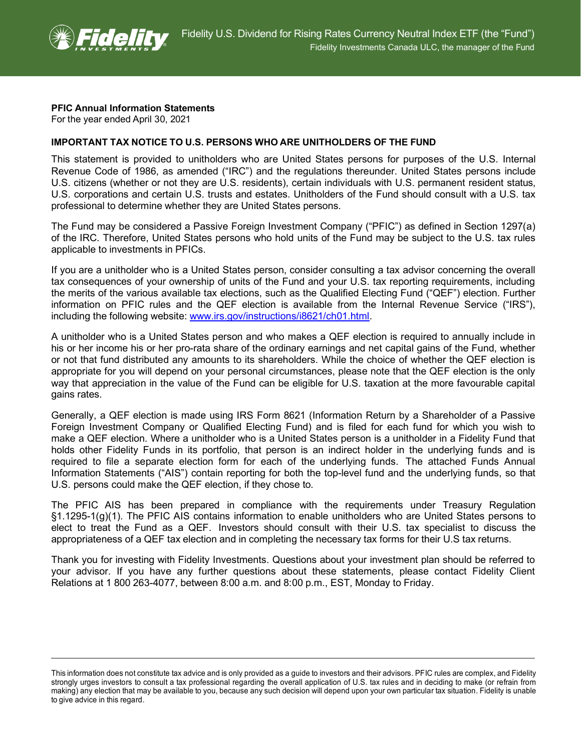Fidelity U.S. Dividend for Rising Rates Currency Neutral Index ETF (the "Fund")

Fidelity Investments Canada ULC, the manager of the Fund

**PFIC Annual Information Statements**
For the year ended April 30, 2021

**IMPORTANT TAX NOTICE TO U.S. PERSONS WHO ARE UNITHOLDERS OF THE FUND**

This statement is provided to unitholders who are United States persons for purposes of the U.S. Internal Revenue Code of 1986, as amended ("IRC") and the regulations thereunder. United States persons include U.S. citizens (whether or not they are U.S. residents), certain individuals with U.S. permanent resident status, U.S. corporations and certain U.S. trusts and estates. Unitholders of the Fund should consult with a U.S. tax professional to determine whether they are United States persons.

The Fund may be considered a Passive Foreign Investment Company ("PFIC") as defined in Section 1297(a) of the IRC. Therefore, United States persons who hold units of the Fund may be subject to the U.S. tax rules applicable to investments in PFICs.

If you are a unitholder who is a United States person, consider consulting a tax advisor concerning the overall tax consequences of your ownership of units of the Fund and your U.S. tax reporting requirements, including the merits of the various available tax elections, such as the Qualified Electing Fund ("QEF") election. Further information on PFIC rules and the QEF election is available from the Internal Revenue Service ("IRS"), including the following website: [www.irs.gov/instructions/i8621/ch01.html](www.irs.gov/instructions/i8621/ch01.html).

A unitholder who is a United States person and who makes a QEF election is required to annually include in his or her income his or her pro-rata share of the ordinary earnings and net capital gains of the Fund, whether or not that fund distributed any amounts to its shareholders. While the choice of whether the QEF election is appropriate for you will depend on your personal circumstances, please note that the QEF election is the only way that appreciation in the value of the Fund can be eligible for U.S. taxation at the more favourable capital gains rates.

Generally, a QEF election is made using IRS Form 8621 (Information Return by a Shareholder of a Passive Foreign Investment Company or Qualified Electing Fund) and is filed for each fund for which you wish to make a QEF election. Where a unitholder who is a United States person is a unitholder in a Fidelity Fund that holds other Fidelity Funds in its portfolio, that person is an indirect holder in the underlying funds and is required to file a separate election form for each of the underlying funds. The attached Funds Annual Information Statements ("AIS") contain reporting for both the top-level fund and the underlying funds, so that U.S. persons could make the QEF election, if they chose to.

The PFIC AIS has been prepared in compliance with the requirements under Treasury Regulation §1.1295-1(g)(1). The PFIC AIS contains information to enable unitholders who are United States persons to elect to treat the Fund as a QEF. Investors should consult with their U.S. tax specialist to discuss the appropriateness of a QEF tax election and in completing the necessary tax forms for their U.S tax returns.

Thank you for investing with Fidelity Investments. Questions about your investment plan should be referred to your advisor. If you have any further questions about these statements, please contact Fidelity Client Relations at 1 800 263-4077, between 8:00 a.m. and 8:00 p.m., EST, Monday to Friday.

---

This information does not constitute tax advice and is only provided as a guide to investors and their advisors. PFIC rules are complex, and Fidelity strongly urges investors to consult a tax professional regarding the overall application of U.S. tax rules and in deciding to make (or refrain from making) any election that may be available to you, because any such decision will depend upon your own particular tax situation. Fidelity is unable to give advice in this regard.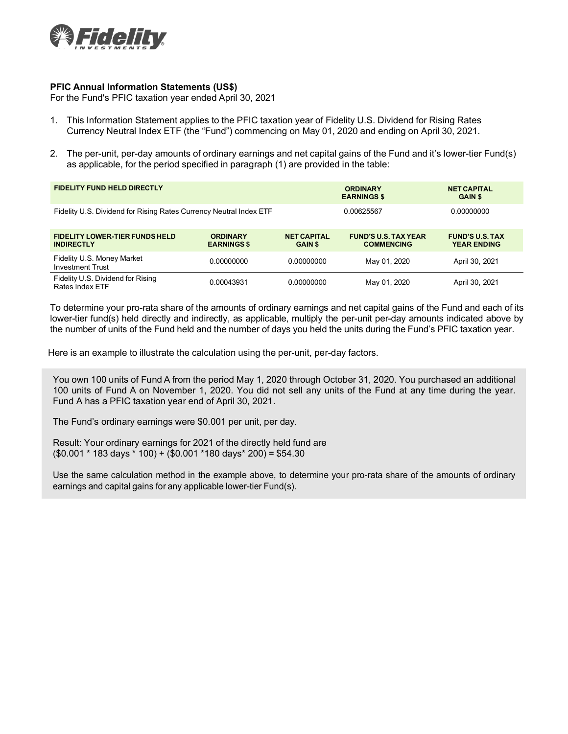**PFIC Annual Information Statements (US$)**
For the Fund's PFIC taxation year ended April 30, 2021

1. This Information Statement applies to the PFIC taxation year of Fidelity U.S. Dividend for Rising Rates Currency Neutral Index ETF (the "Fund") commencing on May 01, 2020 and ending on April 30, 2021.

2. The per-unit, per-day amounts of ordinary earnings and net capital gains of the Fund and it's lower-tier Fund(s) as applicable, for the period specified in paragraph (1) are provided in the table:

| FIDELITY FUND HELD DIRECTLY | ORDINARY EARNINGS $ | NET CAPITAL GAIN $ |
|---|---|---|
| Fidelity U.S. Dividend for Rising Rates Currency Neutral Index ETF | 0.00625567 | 0.00000000 |

| FIDELITY LOWER-TIER FUNDS HELD INDIRECTLY | ORDINARY EARNINGS $ | NET CAPITAL GAIN $ | FUND'S U.S. TAX YEAR COMMENCING | FUND'S U.S. TAX YEAR ENDING |
|---|---|---|---|---|
| Fidelity U.S. Money Market Investment Trust | 0.00000000 | 0.00000000 | May 01, 2020 | April 30, 2021 |
| Fidelity U.S. Dividend for Rising Rates Index ETF | 0.00043931 | 0.00000000 | May 01, 2020 | April 30, 2021 |

To determine your pro-rata share of the amounts of ordinary earnings and net capital gains of the Fund and each of its lower-tier fund(s) held directly and indirectly, as applicable, multiply the per-unit per-day amounts indicated above by the number of units of the Fund held and the number of days you held the units during the Fund's PFIC taxation year.

Here is an example to illustrate the calculation using the per-unit, per-day factors.

You own 100 units of Fund A from the period May 1, 2020 through October 31, 2020. You purchased an additional 100 units of Fund A on November 1, 2020. You did not sell any units of the Fund at any time during the year. Fund A has a PFIC taxation year end of April 30, 2021.

The Fund's ordinary earnings were $0.001 per unit, per day.

Result: Your ordinary earnings for 2021 of the directly held fund are
($0.001 * 183 days * 100) + ($0.001 *180 days* 200) = $54.30

Use the same calculation method in the example above, to determine your pro-rata share of the amounts of ordinary earnings and capital gains for any applicable lower-tier Fund(s).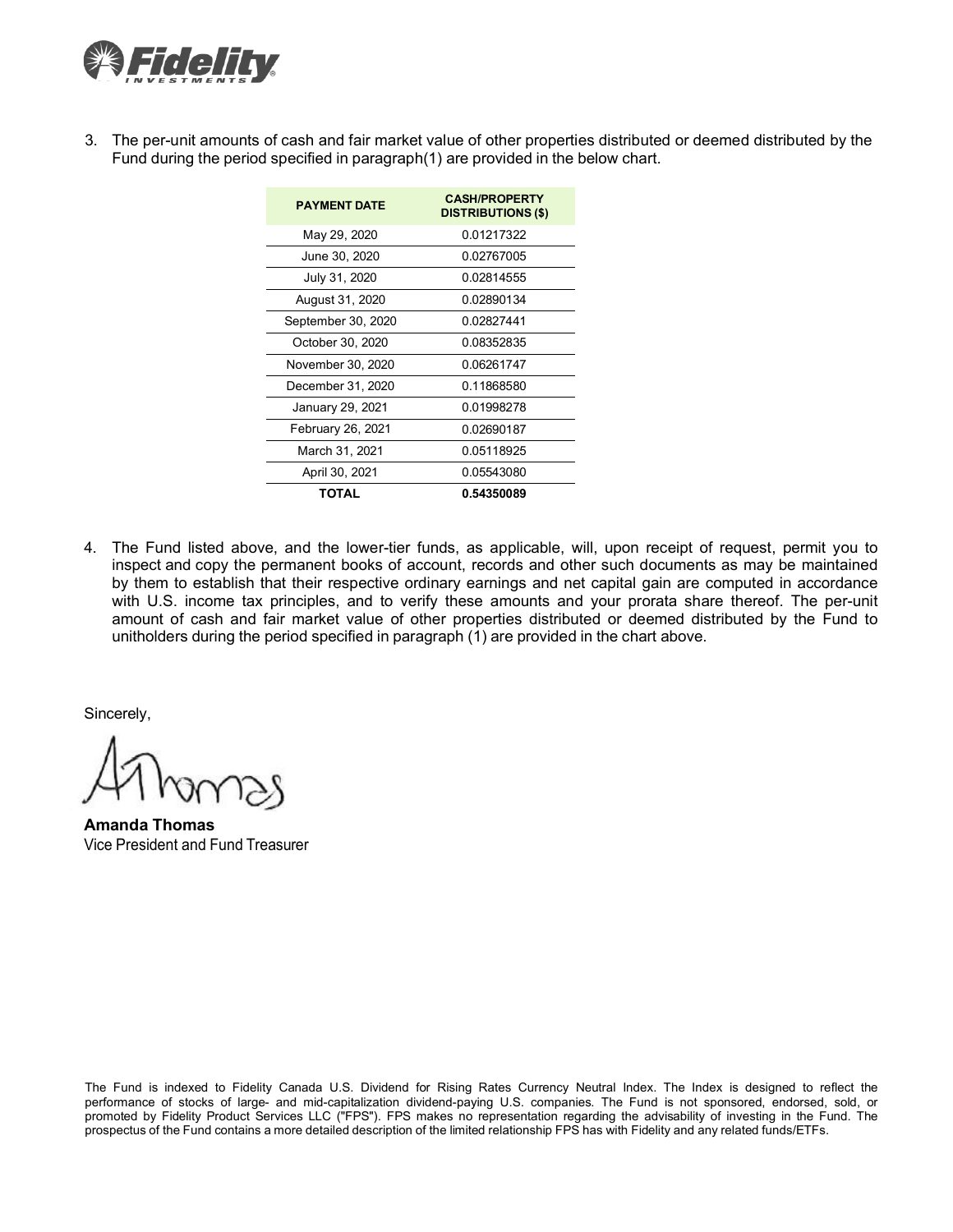3. The per-unit amounts of cash and fair market value of other properties distributed or deemed distributed by the Fund during the period specified in paragraph(1) are provided in the below chart.

| PAYMENT DATE | CASH/PROPERTY DISTRIBUTIONS ($) |
|---|---|
| May 29, 2020 | 0.01217322 |
| June 30, 2020 | 0.02767005 |
| July 31, 2020 | 0.02814555 |
| August 31, 2020 | 0.02890134 |
| September 30, 2020 | 0.02827441 |
| October 30, 2020 | 0.08352835 |
| November 30, 2020 | 0.06261747 |
| December 31, 2020 | 0.11868580 |
| January 29, 2021 | 0.01998278 |
| February 26, 2021 | 0.02690187 |
| March 31, 2021 | 0.05118925 |
| April 30, 2021 | 0.05543080 |
| **TOTAL** | **0.54350089** |

4. The Fund listed above, and the lower-tier funds, as applicable, will, upon receipt of request, permit you to inspect and copy the permanent books of account, records and other such documents as may be maintained by them to establish that their respective ordinary earnings and net capital gain are computed in accordance with U.S. income tax principles, and to verify these amounts and your prorata share thereof. The per-unit amount of cash and fair market value of other properties distributed or deemed distributed by the Fund to unitholders during the period specified in paragraph (1) are provided in the chart above.

Sincerely,

**Amanda Thomas**
Vice President and Fund Treasurer

The Fund is indexed to Fidelity Canada U.S. Dividend for Rising Rates Currency Neutral Index. The Index is designed to reflect the performance of stocks of large- and mid-capitalization dividend-paying U.S. companies. The Fund is not sponsored, endorsed, sold, or promoted by Fidelity Product Services LLC ("FPS"). FPS makes no representation regarding the advisability of investing in the Fund. The prospectus of the Fund contains a more detailed description of the limited relationship FPS has with Fidelity and any related funds/ETFs.